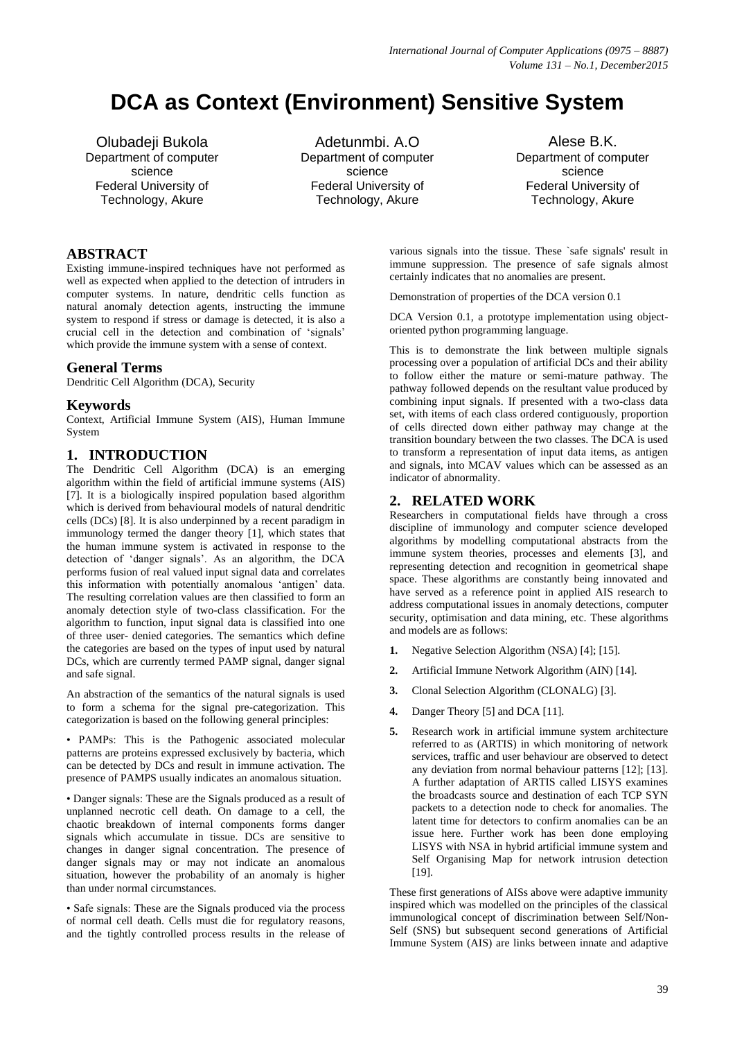# DCA as Context (Environment) Sensitive System

Olubadeji Bukola
Department of computer science
Federal University of Technology, Akure

Adetunmbi. A.O
Department of computer science
Federal University of Technology, Akure

Alese B.K.
Department of computer science
Federal University of Technology, Akure

## ABSTRACT

Existing immune-inspired techniques have not performed as well as expected when applied to the detection of intruders in computer systems. In nature, dendritic cells function as natural anomaly detection agents, instructing the immune system to respond if stress or damage is detected, it is also a crucial cell in the detection and combination of 'signals' which provide the immune system with a sense of context.

## General Terms

Dendritic Cell Algorithm (DCA), Security

## Keywords

Context, Artificial Immune System (AIS), Human Immune System

## 1. INTRODUCTION

The Dendritic Cell Algorithm (DCA) is an emerging algorithm within the field of artificial immune systems (AIS) [7]. It is a biologically inspired population based algorithm which is derived from behavioural models of natural dendritic cells (DCs) [8]. It is also underpinned by a recent paradigm in immunology termed the danger theory [1], which states that the human immune system is activated in response to the detection of 'danger signals'. As an algorithm, the DCA performs fusion of real valued input signal data and correlates this information with potentially anomalous 'antigen' data. The resulting correlation values are then classified to form an anomaly detection style of two-class classification. For the algorithm to function, input signal data is classified into one of three user- denied categories. The semantics which define the categories are based on the types of input used by natural DCs, which are currently termed PAMP signal, danger signal and safe signal.

An abstraction of the semantics of the natural signals is used to form a schema for the signal pre-categorization. This categorization is based on the following general principles:

• PAMPs: This is the Pathogenic associated molecular patterns are proteins expressed exclusively by bacteria, which can be detected by DCs and result in immune activation. The presence of PAMPS usually indicates an anomalous situation.

• Danger signals: These are the Signals produced as a result of unplanned necrotic cell death. On damage to a cell, the chaotic breakdown of internal components forms danger signals which accumulate in tissue. DCs are sensitive to changes in danger signal concentration. The presence of danger signals may or may not indicate an anomalous situation, however the probability of an anomaly is higher than under normal circumstances.

• Safe signals: These are the Signals produced via the process of normal cell death. Cells must die for regulatory reasons, and the tightly controlled process results in the release of various signals into the tissue. These `safe signals' result in immune suppression. The presence of safe signals almost certainly indicates that no anomalies are present.

Demonstration of properties of the DCA version 0.1

DCA Version 0.1, a prototype implementation using object-oriented python programming language.

This is to demonstrate the link between multiple signals processing over a population of artificial DCs and their ability to follow either the mature or semi-mature pathway. The pathway followed depends on the resultant value produced by combining input signals. If presented with a two-class data set, with items of each class ordered contiguously, proportion of cells directed down either pathway may change at the transition boundary between the two classes. The DCA is used to transform a representation of input data items, as antigen and signals, into MCAV values which can be assessed as an indicator of abnormality.

## 2. RELATED WORK

Researchers in computational fields have through a cross discipline of immunology and computer science developed algorithms by modelling computational abstracts from the immune system theories, processes and elements [3], and representing detection and recognition in geometrical shape space. These algorithms are constantly being innovated and have served as a reference point in applied AIS research to address computational issues in anomaly detections, computer security, optimisation and data mining, etc. These algorithms and models are as follows:

1. Negative Selection Algorithm (NSA) [4]; [15].
2. Artificial Immune Network Algorithm (AIN) [14].
3. Clonal Selection Algorithm (CLONALG) [3].
4. Danger Theory [5] and DCA [11].
5. Research work in artificial immune system architecture referred to as (ARTIS) in which monitoring of network services, traffic and user behaviour are observed to detect any deviation from normal behaviour patterns [12]; [13]. A further adaptation of ARTIS called LISYS examines the broadcasts source and destination of each TCP SYN packets to a detection node to check for anomalies. The latent time for detectors to confirm anomalies can be an issue here. Further work has been done employing LISYS with NSA in hybrid artificial immune system and Self Organising Map for network intrusion detection [19].

These first generations of AISs above were adaptive immunity inspired which was modelled on the principles of the classical immunological concept of discrimination between Self/Non-Self (SNS) but subsequent second generations of Artificial Immune System (AIS) are links between innate and adaptive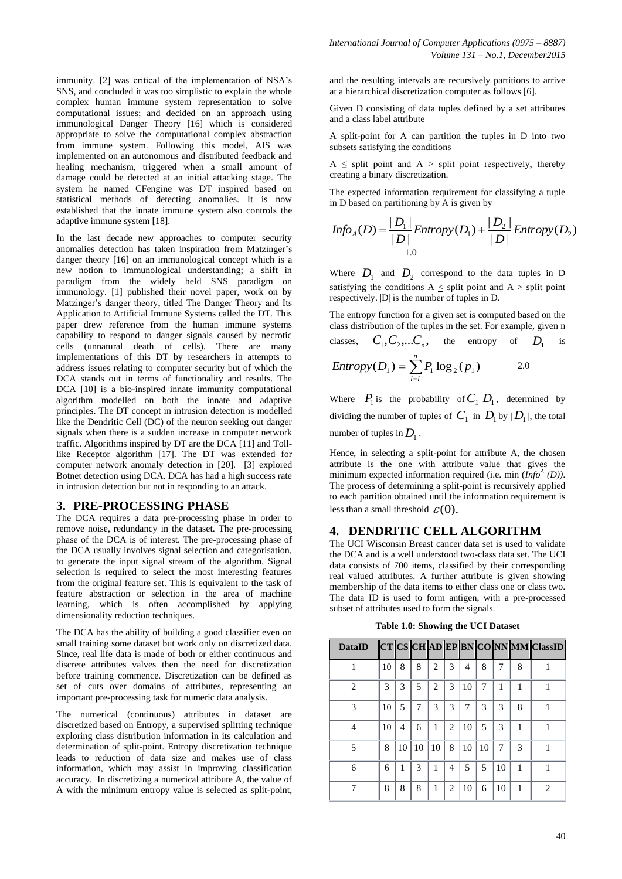immunity. [2] was critical of the implementation of NSA's SNS, and concluded it was too simplistic to explain the whole complex human immune system representation to solve computational issues; and decided on an approach using immunological Danger Theory [16] which is considered appropriate to solve the computational complex abstraction from immune system. Following this model, AIS was implemented on an autonomous and distributed feedback and healing mechanism, triggered when a small amount of damage could be detected at an initial attacking stage. The system he named CFengine was DT inspired based on statistical methods of detecting anomalies. It is now established that the innate immune system also controls the adaptive immune system [18].

In the last decade new approaches to computer security anomalies detection has taken inspiration from Matzinger's danger theory [16] on an immunological concept which is a new notion to immunological understanding; a shift in paradigm from the widely held SNS paradigm on immunology. [1] published their novel paper, work on by Matzinger's danger theory, titled The Danger Theory and Its Application to Artificial Immune Systems called the DT. This paper drew reference from the human immune systems capability to respond to danger signals caused by necrotic cells (unnatural death of cells). There are many implementations of this DT by researchers in attempts to address issues relating to computer security but of which the DCA stands out in terms of functionality and results. The DCA [10] is a bio-inspired innate immunity computational algorithm modelled on both the innate and adaptive principles. The DT concept in intrusion detection is modelled like the Dendritic Cell (DC) of the neuron seeking out danger signals when there is a sudden increase in computer network traffic. Algorithms inspired by DT are the DCA [11] and Toll-like Receptor algorithm [17]. The DT was extended for computer network anomaly detection in [20]. [3] explored Botnet detection using DCA. DCA has had a high success rate in intrusion detection but not in responding to an attack.

## 3. PRE-PROCESSING PHASE

The DCA requires a data pre-processing phase in order to remove noise, redundancy in the dataset. The pre-processing phase of the DCA is of interest. The pre-processing phase of the DCA usually involves signal selection and categorisation, to generate the input signal stream of the algorithm. Signal selection is required to select the most interesting features from the original feature set. This is equivalent to the task of feature abstraction or selection in the area of machine learning, which is often accomplished by applying dimensionality reduction techniques.

The DCA has the ability of building a good classifier even on small training some dataset but work only on discretized data. Since, real life data is made of both or either continuous and discrete attributes valves then the need for discretization before training commence. Discretization can be defined as set of cuts over domains of attributes, representing an important pre-processing task for numeric data analysis.

The numerical (continuous) attributes in dataset are discretized based on Entropy, a supervised splitting technique exploring class distribution information in its calculation and determination of split-point. Entropy discretization technique leads to reduction of data size and makes use of class information, which may assist in improving classification accuracy. In discretizing a numerical attribute A, the value of A with the minimum entropy value is selected as split-point, and the resulting intervals are recursively partitions to arrive at a hierarchical discretization computer as follows [6].

Given D consisting of data tuples defined by a set attributes and a class label attribute

A split-point for A can partition the tuples in D into two subsets satisfying the conditions

A ≤ split point and A > split point respectively, thereby creating a binary discretization.

The expected information requirement for classifying a tuple in D based on partitioning by A is given by

$$Info_A(D) = \frac{|D_1|}{|D|} Entropy(D_1) + \frac{|D_2|}{|D|} Entropy(D_2) \quad 1.0$$

Where $D_1$ and $D_2$ correspond to the data tuples in D satisfying the conditions A ≤ split point and A > split point respectively. |D| is the number of tuples in D.

The entropy function for a given set is computed based on the class distribution of the tuples in the set. For example, given n classes, $C_1, C_2, ... C_n$, the entropy of $D_1$ is

$$Entropy(D_1) = \sum_{l=l}^{n} P_1 \log_2(p_1) \quad 2.0$$

Where $P_1$ is the probability of $C_1$ $D_1$, determined by dividing the number of tuples of $C_1$ in $D_1$ by $|D_1|$, the total number of tuples in $D_1$.

Hence, in selecting a split-point for attribute A, the chosen attribute is the one with attribute value that gives the minimum expected information required (i.e. min ($Info^A$ (D)). The process of determining a split-point is recursively applied to each partition obtained until the information requirement is less than a small threshold $\varepsilon(0)$.

## 4. DENDRITIC CELL ALGORITHM

The UCI Wisconsin Breast cancer data set is used to validate the DCA and is a well understood two-class data set. The UCI data consists of 700 items, classified by their corresponding real valued attributes. A further attribute is given showing membership of the data items to either class one or class two. The data ID is used to form antigen, with a pre-processed subset of attributes used to form the signals.

**Table 1.0: Showing the UCI Dataset**

| DataID | CT | CS | CH | AD | EP | BN | CO | NN | MM | ClassID |
|---|---|---|---|---|---|---|---|---|---|---|
| 1 | 10 | 8 | 8 | 2 | 3 | 4 | 8 | 7 | 8 | 1 |
| 2 | 3 | 3 | 5 | 2 | 3 | 10 | 7 | 1 | 1 | 1 |
| 3 | 10 | 5 | 7 | 3 | 3 | 7 | 3 | 3 | 8 | 1 |
| 4 | 10 | 4 | 6 | 1 | 2 | 10 | 5 | 3 | 1 | 1 |
| 5 | 8 | 10 | 10 | 10 | 8 | 10 | 10 | 7 | 3 | 1 |
| 6 | 6 | 1 | 3 | 1 | 4 | 5 | 5 | 10 | 1 | 1 |
| 7 | 8 | 8 | 8 | 1 | 2 | 10 | 6 | 10 | 1 | 2 |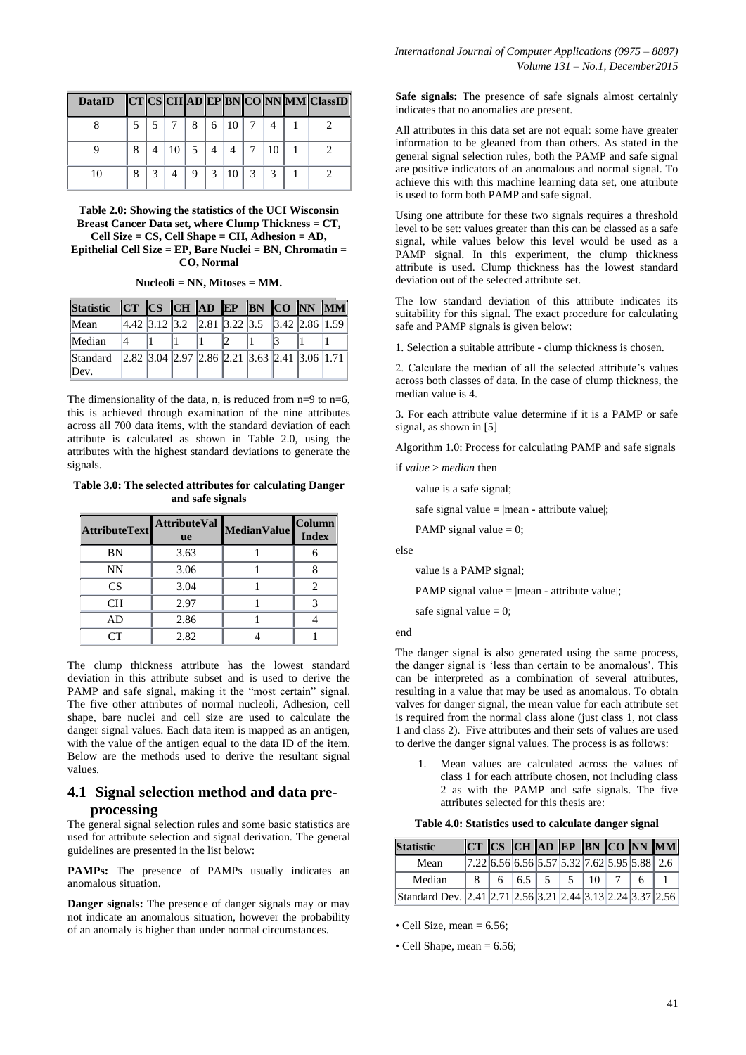| DataID | CT | CS | CH | AD | EP | BN | CO | NN | MM | ClassID |
|---|---|---|---|---|---|---|---|---|---|---|
| 8 | 5 | 5 | 7 | 8 | 6 | 10 | 7 | 4 | 1 | 2 |
| 9 | 8 | 4 | 10 | 5 | 4 | 4 | 7 | 10 | 1 | 2 |
| 10 | 8 | 3 | 4 | 9 | 3 | 10 | 3 | 3 | 1 | 2 |

**Table 2.0: Showing the statistics of the UCI Wisconsin Breast Cancer Data set, where Clump Thickness = CT, Cell Size = CS, Cell Shape = CH, Adhesion = AD, Epithelial Cell Size = EP, Bare Nuclei = BN, Chromatin = CO, Normal**

**Nucleoli = NN, Mitoses = MM.**

| Statistic | CT | CS | CH | AD | EP | BN | CO | NN | MM |
|---|---|---|---|---|---|---|---|---|---|
| Mean | 4.42 | 3.12 | 3.2 | 2.81 | 3.22 | 3.5 | 3.42 | 2.86 | 1.59 |
| Median | 4 | 1 | 1 | 1 | 2 | 1 | 3 | 1 | 1 |
| Standard Dev. | 2.82 | 3.04 | 2.97 | 2.86 | 2.21 | 3.63 | 2.41 | 3.06 | 1.71 |

The dimensionality of the data, n, is reduced from n=9 to n=6, this is achieved through examination of the nine attributes across all 700 data items, with the standard deviation of each attribute is calculated as shown in Table 2.0, using the attributes with the highest standard deviations to generate the signals.

**Table 3.0: The selected attributes for calculating Danger and safe signals**

| AttributeText | AttributeValue | MedianValue | Column Index |
|---|---|---|---|
| BN | 3.63 | 1 | 6 |
| NN | 3.06 | 1 | 8 |
| CS | 3.04 | 1 | 2 |
| CH | 2.97 | 1 | 3 |
| AD | 2.86 | 1 | 4 |
| CT | 2.82 | 4 | 1 |

The clump thickness attribute has the lowest standard deviation in this attribute subset and is used to derive the PAMP and safe signal, making it the "most certain" signal. The five other attributes of normal nucleoli, Adhesion, cell shape, bare nuclei and cell size are used to calculate the danger signal values. Each data item is mapped as an antigen, with the value of the antigen equal to the data ID of the item. Below are the methods used to derive the resultant signal values.

## 4.1 Signal selection method and data pre-processing

The general signal selection rules and some basic statistics are used for attribute selection and signal derivation. The general guidelines are presented in the list below:

**PAMPs:** The presence of PAMPs usually indicates an anomalous situation.

**Danger signals:** The presence of danger signals may or may not indicate an anomalous situation, however the probability of an anomaly is higher than under normal circumstances.

**Safe signals:** The presence of safe signals almost certainly indicates that no anomalies are present.

All attributes in this data set are not equal: some have greater information to be gleaned from than others. As stated in the general signal selection rules, both the PAMP and safe signal are positive indicators of an anomalous and normal signal. To achieve this with this machine learning data set, one attribute is used to form both PAMP and safe signal.

Using one attribute for these two signals requires a threshold level to be set: values greater than this can be classed as a safe signal, while values below this level would be used as a PAMP signal. In this experiment, the clump thickness attribute is used. Clump thickness has the lowest standard deviation out of the selected attribute set.

The low standard deviation of this attribute indicates its suitability for this signal. The exact procedure for calculating safe and PAMP signals is given below:

1. Selection a suitable attribute - clump thickness is chosen.

2. Calculate the median of all the selected attribute's values across both classes of data. In the case of clump thickness, the median value is 4.

3. For each attribute value determine if it is a PAMP or safe signal, as shown in [5]

Algorithm 1.0: Process for calculating PAMP and safe signals

```
if value > median then
    value is a safe signal;
    safe signal value = |mean - attribute value|;
    PAMP signal value = 0;
else
    value is a PAMP signal;
    PAMP signal value = |mean - attribute value|;
    safe signal value = 0;
end
```

The danger signal is also generated using the same process, the danger signal is 'less than certain to be anomalous'. This can be interpreted as a combination of several attributes, resulting in a value that may be used as anomalous. To obtain valves for danger signal, the mean value for each attribute set is required from the normal class alone (just class 1, not class 1 and class 2). Five attributes and their sets of values are used to derive the danger signal values. The process is as follows:

1. Mean values are calculated across the values of class 1 for each attribute chosen, not including class 2 as with the PAMP and safe signals. The five attributes selected for this thesis are:

**Table 4.0: Statistics used to calculate danger signal**

| Statistic | CT | CS | CH | AD | EP | BN | CO | NN | MM |
|---|---|---|---|---|---|---|---|---|---|
| Mean | 7.22 | 6.56 | 6.56 | 5.57 | 5.32 | 7.62 | 5.95 | 5.88 | 2.6 |
| Median | 8 | 6 | 6.5 | 5 | 5 | 10 | 7 | 6 | 1 |
| Standard Dev. | 2.41 | 2.71 | 2.56 | 3.21 | 2.44 | 3.13 | 2.24 | 3.37 | 2.56 |

• Cell Size, mean = 6.56;

• Cell Shape, mean = 6.56;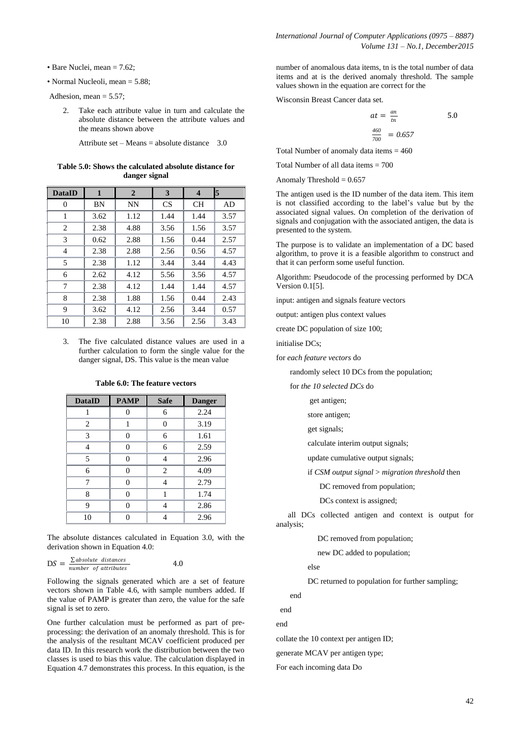- Bare Nuclei, mean = 7.62;
- Normal Nucleoli, mean = 5.88;

Adhesion, mean = 5.57;

2. Take each attribute value in turn and calculate the absolute distance between the attribute values and the means shown above

   Attribute set – Means = absolute distance    3.0

**Table 5.0: Shows the calculated absolute distance for danger signal**

| DataID | 1 | 2 | 3 | 4 | 5 |
|---|---|---|---|---|---|
| 0 | BN | NN | CS | CH | AD |
| 1 | 3.62 | 1.12 | 1.44 | 1.44 | 3.57 |
| 2 | 2.38 | 4.88 | 3.56 | 1.56 | 3.57 |
| 3 | 0.62 | 2.88 | 1.56 | 0.44 | 2.57 |
| 4 | 2.38 | 2.88 | 2.56 | 0.56 | 4.57 |
| 5 | 2.38 | 1.12 | 3.44 | 3.44 | 4.43 |
| 6 | 2.62 | 4.12 | 5.56 | 3.56 | 4.57 |
| 7 | 2.38 | 4.12 | 1.44 | 1.44 | 4.57 |
| 8 | 2.38 | 1.88 | 1.56 | 0.44 | 2.43 |
| 9 | 3.62 | 4.12 | 2.56 | 3.44 | 0.57 |
| 10 | 2.38 | 2.88 | 3.56 | 2.56 | 3.43 |

3. The five calculated distance values are used in a further calculation to form the single value for the danger signal, DS. This value is the mean value

**Table 6.0: The feature vectors**

| DataID | PAMP | Safe | Danger |
|---|---|---|---|
| 1 | 0 | 6 | 2.24 |
| 2 | 1 | 0 | 3.19 |
| 3 | 0 | 6 | 1.61 |
| 4 | 0 | 6 | 2.59 |
| 5 | 0 | 4 | 2.96 |
| 6 | 0 | 2 | 4.09 |
| 7 | 0 | 4 | 2.79 |
| 8 | 0 | 1 | 1.74 |
| 9 | 0 | 4 | 2.86 |
| 10 | 0 | 4 | 2.96 |

The absolute distances calculated in Equation 3.0, with the derivation shown in Equation 4.0:

$$DS = \frac{\sum absolute\ \ distances}{number\ \ of\ attributes} \qquad 4.0$$

Following the signals generated which are a set of feature vectors shown in Table 4.6, with sample numbers added. If the value of PAMP is greater than zero, the value for the safe signal is set to zero.

One further calculation must be performed as part of pre-processing: the derivation of an anomaly threshold. This is for the analysis of the resultant MCAV coefficient produced per data ID. In this research work the distribution between the two classes is used to bias this value. The calculation displayed in Equation 4.7 demonstrates this process. In this equation, is the number of anomalous data items, tn is the total number of data items and at is the derived anomaly threshold. The sample values shown in the equation are correct for the

Wisconsin Breast Cancer data set.

$$at = \frac{an}{tn} \qquad 5.0$$

$$\frac{460}{700} = 0.657$$

Total Number of anomaly data items = 460

Total Number of all data items = 700

Anomaly Threshold = 0.657

The antigen used is the ID number of the data item. This item is not classified according to the label's value but by the associated signal values. On completion of the derivation of signals and conjugation with the associated antigen, the data is presented to the system.

The purpose is to validate an implementation of a DC based algorithm, to prove it is a feasible algorithm to construct and that it can perform some useful function.

Algorithm: Pseudocode of the processing performed by DCA Version 0.1[5].

```
input: antigen and signals feature vectors
output: antigen plus context values
create DC population of size 100;
initialise DCs;
for each feature vectors do
    randomly select 10 DCs from the population;
    for the 10 selected DCs do
        get antigen;
        store antigen;
        get signals;
        calculate interim output signals;
        update cumulative output signals;
        if CSM output signal > migration threshold then
            DC removed from population;
            DCs context is assigned;
    all DCs collected antigen and context is output for analysis;
            DC removed from population;
            new DC added to population;
        else
        DC returned to population for further sampling;
    end
  end
end
collate the 10 context per antigen ID;
generate MCAV per antigen type;
For each incoming data Do
```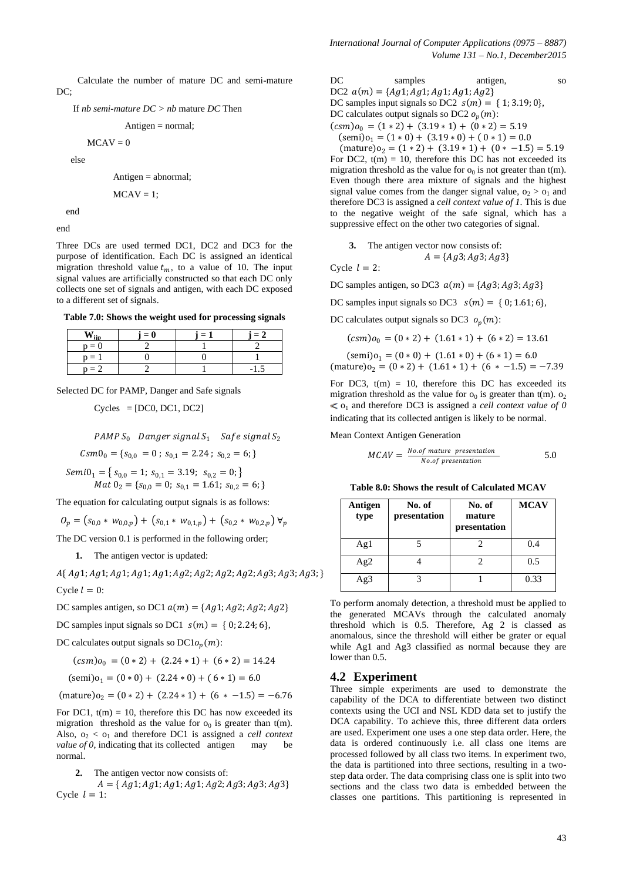Calculate the number of mature DC and semi-mature DC;

If *nb semi-mature DC* > *nb* mature *DC* Then

Antigen = normal;

MCAV = 0

else

Antigen = abnormal;

MCAV = 1;

end

end

Three DCs are used termed DC1, DC2 and DC3 for the purpose of identification. Each DC is assigned an identical migration threshold value $t_m$, to a value of 10. The input signal values are artificially constructed so that each DC only collects one set of signals and antigen, with each DC exposed to a different set of signals.

**Table 7.0: Shows the weight used for processing signals**

| $W_{ijp}$ | j = 0 | j = 1 | j = 2 |
|---|---|---|---|
| p = 0 | 2 | 1 | 2 |
| p = 1 | 0 | 0 | 1 |
| p = 2 | 2 | 1 | -1.5 |

Selected DC for PAMP, Danger and Safe signals

Cycles = [DC0, DC1, DC2]

$$PAMP\ S_0 \quad Danger\ signal\ S_1 \quad Safe\ signal\ S_2$$

$$Csm0_0 = \{s_{0,0} = 0\ ;\ s_{0,1} = 2.24\ ;\ s_{0,2} = 6;\}$$

$$Semi0_1 = \{\ s_{0,0} = 1;\ s_{0,1} = 3.19;\ \ s_{0,2} = 0;\}$$

$$Mat\ 0_2 = \{s_{0,0} = 0;\ s_{0,1} = 1.61;\ s_{0,2} = 6;\}$$

The equation for calculating output signals is as follows:

$$O_p = (s_{0,0} * w_{0,0,p}) + (s_{0,1} * w_{0,1,p}) + (s_{0,2} * w_{0,2,p})\ \forall_p$$

The DC version 0.1 is performed in the following order;

1. The antigen vector is updated:

$A\{\ Ag1; Ag1; Ag1; Ag1; Ag1; Ag2; Ag2; Ag2; Ag2; Ag3; Ag3; Ag3;\}$

Cycle $l = 0$:

DC samples antigen, so DC1 $a(m) = \{Ag1; Ag2; Ag2; Ag2\}$

DC samples input signals so DC1 $s(m) = \{\ 0; 2.24; 6\}$,

DC calculates output signals so DC1$o_p(m)$:

$$(csm)o_0 = (0 * 2) + (2.24 * 1) + (6 * 2) = 14.24$$

$$(\text{semi})o_1 = (0 * 0) + (2.24 * 0) + (6 * 1) = 6.0$$

$$(\text{mature})o_2 = (0 * 2) + (2.24 * 1) + (6 * -1.5) = -6.76$$

For DC1, t(m) = 10, therefore this DC has now exceeded its migration threshold as the value for $o_0$ is greater than t(m). Also, $o_2 < o_1$ and therefore DC1 is assigned a *cell context value of 0*, indicating that its collected antigen may be normal.

2. The antigen vector now consists of:

$$A = \{\ Ag1; Ag1; Ag1; Ag1; Ag2; Ag3; Ag3; Ag3\}$$

Cycle $l = 1$:

DC samples antigen, so DC2 $a(m) = \{Ag1; Ag1; Ag1; Ag1; Ag2\}$

DC samples input signals so DC2 $s(m) = \{\ 1; 3.19; 0\}$,

DC calculates output signals so DC2 $o_p(m)$:

$$(csm)o_0 = (1 * 2) + (3.19 * 1) + (0 * 2) = 5.19$$

$$(\text{semi})o_1 = (1 * 0) + (3.19 * 0) + (0 * 1) = 0.0$$

$$(\text{mature})o_2 = (1 * 2) + (3.19 * 1) + (0 * -1.5) = 5.19$$

For DC2, t(m) = 10, therefore this DC has not exceeded its migration threshold as the value for $o_0$ is not greater than t(m). Even though there area mixture of signals and the highest signal value comes from the danger signal value, $o_2 > o_1$ and therefore DC3 is assigned a *cell context value of 1.* This is due to the negative weight of the safe signal, which has a suppressive effect on the other two categories of signal.

3. The antigen vector now consists of:

$$A = \{Ag3; Ag3; Ag3\}$$

Cycle $l = 2$:

DC samples antigen, so DC3 $a(m) = \{Ag3; Ag3; Ag3\}$

DC samples input signals so DC3 $s(m) = \{\ 0; 1.61; 6\}$,

DC calculates output signals so DC3 $o_p(m)$:

$$(csm)o_0 = (0 * 2) + (1.61 * 1) + (6 * 2) = 13.61$$

$$(\text{semi})o_1 = (0 * 0) + (1.61 * 0) + (6 * 1) = 6.0$$

$$(\text{mature})o_2 = (0 * 2) + (1.61 * 1) + (6 * -1.5) = -7.39$$

For DC3, t(m) = 10, therefore this DC has exceeded its migration threshold as the value for $o_0$ is greater than t(m). $o_2 \lessdot o_1$ and therefore DC3 is assigned a *cell context value of 0* indicating that its collected antigen is likely to be normal.

Mean Context Antigen Generation

$$MCAV = \frac{No.of\ mature\ presentation}{No.of\ presentation} \qquad 5.0$$

**Table 8.0: Shows the result of Calculated MCAV**

| Antigen type | No. of presentation | No. of mature presentation | MCAV |
|---|---|---|---|
| Ag1 | 5 | 2 | 0.4 |
| Ag2 | 4 | 2 | 0.5 |
| Ag3 | 3 | 1 | 0.33 |

To perform anomaly detection, a threshold must be applied to the generated MCAVs through the calculated anomaly threshold which is 0.5. Therefore, Ag 2 is classed as anomalous, since the threshold will either be grater or equal while Ag1 and Ag3 classified as normal because they are lower than 0.5.

## 4.2 Experiment

Three simple experiments are used to demonstrate the capability of the DCA to differentiate between two distinct contexts using the UCI and NSL KDD data set to justify the DCA capability. To achieve this, three different data orders are used. Experiment one uses a one step data order. Here, the data is ordered continuously i.e. all class one items are processed followed by all class two items. In experiment two, the data is partitioned into three sections, resulting in a two-step data order. The data comprising class one is split into two sections and the class two data is embedded between the classes one partitions. This partitioning is represented in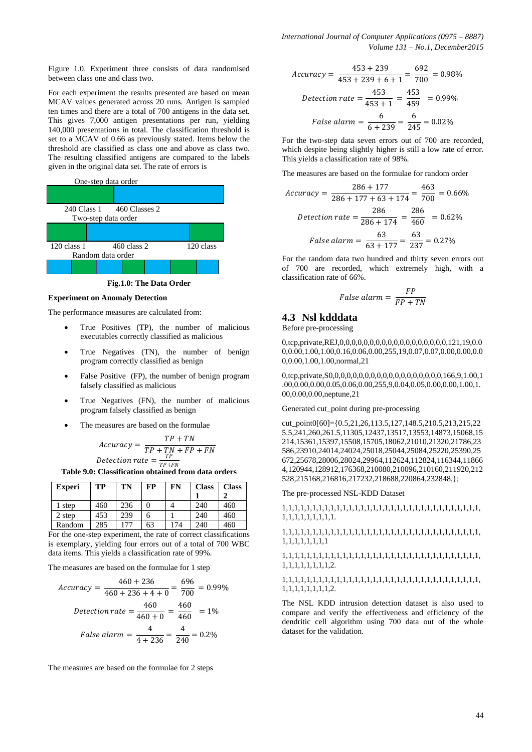Figure 1.0. Experiment three consists of data randomised between class one and class two.

For each experiment the results presented are based on mean MCAV values generated across 20 runs. Antigen is sampled ten times and there are a total of 700 antigens in the data set. This gives 7,000 antigen presentations per run, yielding 140,000 presentations in total. The classification threshold is set to a MCAV of 0.66 as previously stated. Items below the threshold are classified as class one and above as class two. The resulting classified antigens are compared to the labels given in the original data set. The rate of errors is

One-step data order

240 Class 1 460 Classes 2

Two-step data order

120 class 1 460 class 2 120 class

Random data order

**Fig.1.0: The Data Order**

**Experiment on Anomaly Detection**

The performance measures are calculated from:

- True Positives (TP), the number of malicious executables correctly classified as malicious
- True Negatives (TN), the number of benign program correctly classified as benign
- False Positive (FP), the number of benign program falsely classified as malicious
- True Negatives (FN), the number of malicious program falsely classified as benign
- The measures are based on the formulae

$$Accuracy = \frac{TP + TN}{TP + TN + FP + FN}$$

$$Detection\ rate = \frac{TP}{TP+FN}$$

**Table 9.0: Classification obtained from data orders**

| Experi | TP | TN | FP | FN | Class 1 | Class 2 |
|---|---|---|---|---|---|---|
| 1 step | 460 | 236 | 0 | 4 | 240 | 460 |
| 2 step | 453 | 239 | 6 | 1 | 240 | 460 |
| Random | 285 | 177 | 63 | 174 | 240 | 460 |

For the one-step experiment, the rate of correct classifications is exemplary, yielding four errors out of a total of 700 WBC data items. This yields a classification rate of 99%.

The measures are based on the formulae for 1 step

$$Accuracy = \frac{460 + 236}{460 + 236 + 4 + 0} = \frac{696}{700} = 0.99\%$$

$$Detection\ rate = \frac{460}{460 + 0} = \frac{460}{460} = 1\%$$

$$False\ alarm = \frac{4}{4 + 236} = \frac{4}{240} = 0.2\%$$

The measures are based on the formulae for 2 steps

$$Accuracy = \frac{453 + 239}{453 + 239 + 6 + 1} = \frac{692}{700} = 0.98\%$$

$$Detection\ rate = \frac{453}{453 + 1} = \frac{453}{459} = 0.99\%$$

$$False\ alarm = \frac{6}{6 + 239} = \frac{6}{245} = 0.02\%$$

For the two-step data seven errors out of 700 are recorded, which despite being slightly higher is still a low rate of error. This yields a classification rate of 98%.

The measures are based on the formulae for random order

$$Accuracy = \frac{286 + 177}{286 + 177 + 63 + 174} = \frac{463}{700} = 0.66\%$$

$$Detection\ rate = \frac{286}{286 + 174} = \frac{286}{460} = 0.62\%$$

$$False\ alarm = \frac{63}{63 + 177} = \frac{63}{237} = 0.27\%$$

For the random data two hundred and thirty seven errors out of 700 are recorded, which extremely high, with a classification rate of 66%.

$$False\ alarm = \frac{FP}{FP + TN}$$

## 4.3 Nsl kdddata

Before pre-processing

0,tcp,private,REJ,0,0,0,0,0,0,0,0,0,0,0,0,0,0,0,0,0,0,121,19,0.00,0.00,1.00,1.00,0.16,0.06,0.00,255,19,0.07,0.07,0.00,0.00,0.00,0.00,1.00,1.00,normal,21

0,tcp,private,S0,0,0,0,0,0,0,0,0,0,0,0,0,0,0,0,0,0,0,166,9,1.00,1.00,0.00,0.00,0.05,0.06,0.00,255,9,0.04,0.05,0.00,0.00,1.00,1.00,0.00,0.00,neptune,21

Generated cut_point during pre-processing

cut_point0[60]={0.5,21,26,113.5,127,148.5,210.5,213,215,225.5,241,260,261.5,11305,12437,13517,13553,14873,15068,15214,15361,15397,15508,15705,18062,21010,21320,21786,23586,23910,24014,24024,25018,25044,25084,25220,25390,25672,25678,28006,28024,29964,112624,112824,116344,118664,120944,128912,176368,210080,210096,210160,211920,212528,215168,216816,217232,218688,220864,232848,};

The pre-processed NSL-KDD Dataset

1,1,1,1,1,1,1,1,1,1,1,1,1,1,1,1,1,1,1,1,1,1,1,1,1,1,1,1,1,1,1,1,1,1,1,1,1,1,1,1,1,1,1,1,1.

1,1,1,1,1,1,1,1,1,1,1,1,1,1,1,1,1,1,1,1,1,1,1,1,1,1,1,1,1,1,1,1,1,1,1,1,1,1,1,1,1,1,1,1

1,1,1,1,1,1,1,1,1,1,1,1,1,1,1,1,1,1,1,1,1,1,1,1,1,1,1,1,1,1,1,1,1,1,1,1,1,1,1,1,1,1,1,1,2.

1,1,1,1,1,1,1,1,1,1,1,1,1,1,1,1,1,1,1,1,1,1,1,1,1,1,1,1,1,1,1,1,1,1,1,1,1,1,1,1,1,1,1,1,2.

The NSL KDD intrusion detection dataset is also used to compare and verify the effectiveness and efficiency of the dendritic cell algorithm using 700 data out of the whole dataset for the validation.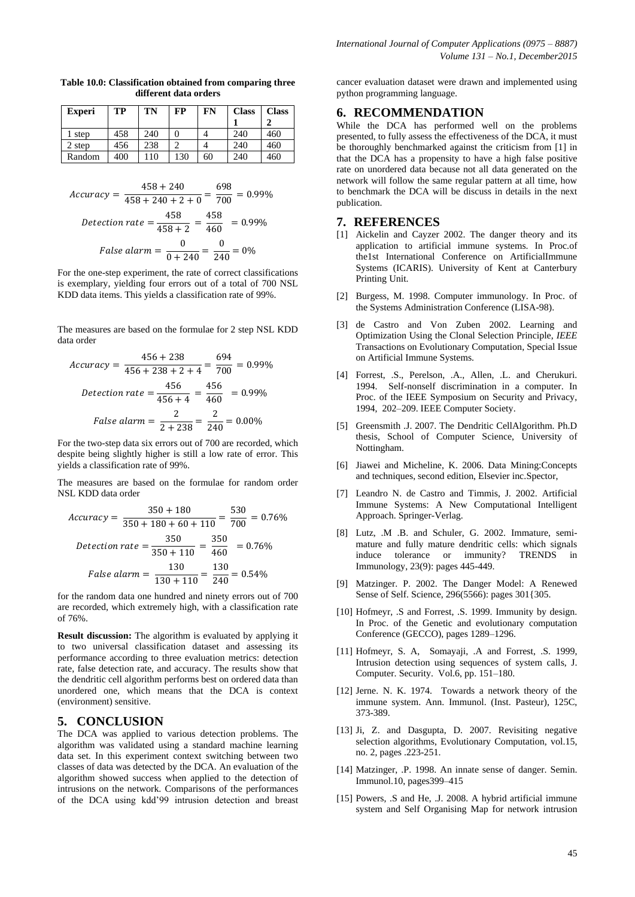**Table 10.0: Classification obtained from comparing three different data orders**

| Experi | TP | TN | FP | FN | Class 1 | Class 2 |
|---|---|---|---|---|---|---|
| 1 step | 458 | 240 | 0 | 4 | 240 | 460 |
| 2 step | 456 | 238 | 2 | 4 | 240 | 460 |
| Random | 400 | 110 | 130 | 60 | 240 | 460 |

$$Accuracy = \frac{458 + 240}{458 + 240 + 2 + 0} = \frac{698}{700} = 0.99\%$$

$$Detection\ rate = \frac{458}{458 + 2} = \frac{458}{460} = 0.99\%$$

$$False\ alarm = \frac{0}{0 + 240} = \frac{0}{240} = 0\%$$

For the one-step experiment, the rate of correct classifications is exemplary, yielding four errors out of a total of 700 NSL KDD data items. This yields a classification rate of 99%.

The measures are based on the formulae for 2 step NSL KDD data order

$$Accuracy = \frac{456 + 238}{456 + 238 + 2 + 4} = \frac{694}{700} = 0.99\%$$

$$Detection\ rate = \frac{456}{456 + 4} = \frac{456}{460} = 0.99\%$$

$$False\ alarm = \frac{2}{2 + 238} = \frac{2}{240} = 0.00\%$$

For the two-step data six errors out of 700 are recorded, which despite being slightly higher is still a low rate of error. This yields a classification rate of 99%.

The measures are based on the formulae for random order NSL KDD data order

$$Accuracy = \frac{350 + 180}{350 + 180 + 60 + 110} = \frac{530}{700} = 0.76\%$$

$$Detection\ rate = \frac{350}{350 + 110} = \frac{350}{460} = 0.76\%$$

$$False\ alarm = \frac{130}{130 + 110} = \frac{130}{240} = 0.54\%$$

for the random data one hundred and ninety errors out of 700 are recorded, which extremely high, with a classification rate of 76%.

**Result discussion:** The algorithm is evaluated by applying it to two universal classification dataset and assessing its performance according to three evaluation metrics: detection rate, false detection rate, and accuracy. The results show that the dendritic cell algorithm performs best on ordered data than unordered one, which means that the DCA is context (environment) sensitive.

## 5. CONCLUSION

The DCA was applied to various detection problems. The algorithm was validated using a standard machine learning data set. In this experiment context switching between two classes of data was detected by the DCA. An evaluation of the algorithm showed success when applied to the detection of intrusions on the network. Comparisons of the performances of the DCA using kdd'99 intrusion detection and breast cancer evaluation dataset were drawn and implemented using python programming language.

## 6. RECOMMENDATION

While the DCA has performed well on the problems presented, to fully assess the effectiveness of the DCA, it must be thoroughly benchmarked against the criticism from [1] in that the DCA has a propensity to have a high false positive rate on unordered data because not all data generated on the network will follow the same regular pattern at all time, how to benchmark the DCA will be discuss in details in the next publication.

## 7. REFERENCES

[1] Aickelin and Cayzer 2002. The danger theory and its application to artificial immune systems. In Proc.of the1st International Conference on ArtificialImmune Systems (ICARIS). University of Kent at Canterbury Printing Unit.

[2] Burgess, M. 1998. Computer immunology. In Proc. of the Systems Administration Conference (LISA-98).

[3] de Castro and Von Zuben 2002. Learning and Optimization Using the Clonal Selection Principle, *IEEE* Transactions on Evolutionary Computation, Special Issue on Artificial Immune Systems.

[4] Forrest, .S., Perelson, .A., Allen, .L. and Cherukuri. 1994. Self-nonself discrimination in a computer. In Proc. of the IEEE Symposium on Security and Privacy, 1994, 202–209. IEEE Computer Society.

[5] Greensmith .J. 2007. The Dendritic CellAlgorithm. Ph.D thesis, School of Computer Science, University of Nottingham.

[6] Jiawei and Micheline, K. 2006. Data Mining:Concepts and techniques, second edition, Elsevier inc.Spector,

[7] Leandro N. de Castro and Timmis, J. 2002. Artificial Immune Systems: A New Computational Intelligent Approach. Springer-Verlag.

[8] Lutz, .M .B. and Schuler, G. 2002. Immature, semi-mature and fully mature dendritic cells: which signals induce tolerance or immunity? TRENDS in Immunology, 23(9): pages 445-449.

[9] Matzinger. P. 2002. The Danger Model: A Renewed Sense of Self. Science, 296(5566): pages 301{305.

[10] Hofmeyr, .S and Forrest, .S. 1999. Immunity by design. In Proc. of the Genetic and evolutionary computation Conference (GECCO), pages 1289–1296.

[11] Hofmeyr, S. A, Somayaji, .A and Forrest, .S. 1999, Intrusion detection using sequences of system calls, J. Computer. Security. Vol.6, pp. 151–180.

[12] Jerne. N. K. 1974. Towards a network theory of the immune system. Ann. Immunol. (Inst. Pasteur), 125C, 373-389.

[13] Ji, Z. and Dasgupta, D. 2007. Revisiting negative selection algorithms, Evolutionary Computation, vol.15, no. 2, pages .223-251.

[14] Matzinger, .P. 1998. An innate sense of danger. Semin. Immunol.10, pages399–415

[15] Powers, .S and He, .J. 2008. A hybrid artificial immune system and Self Organising Map for network intrusion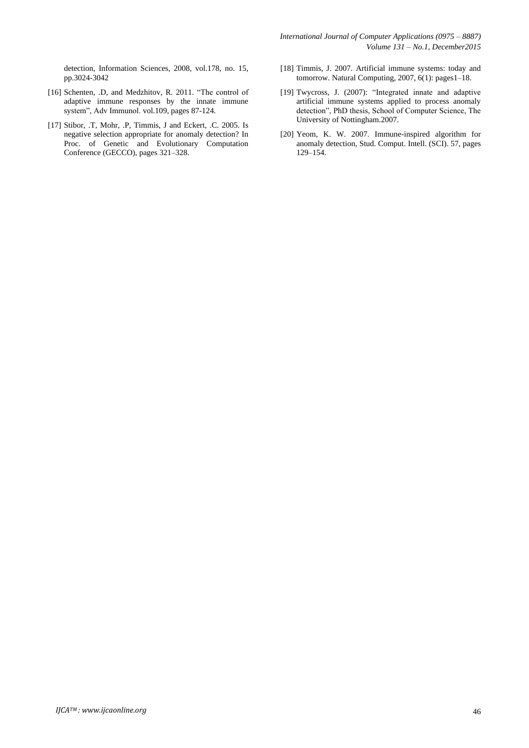detection, Information Sciences, 2008, vol.178, no. 15, pp.3024-3042

[16] Schenten, .D, and Medzhitov, R. 2011. "The control of adaptive immune responses by the innate immune system", Adv Immunol. vol.109, pages 87-124.

[17] Stibor, .T, Mohr, .P, Timmis, J and Eckert, .C. 2005. Is negative selection appropriate for anomaly detection? In Proc. of Genetic and Evolutionary Computation Conference (GECCO), pages 321–328.

[18] Timmis, J. 2007. Artificial immune systems: today and tomorrow. Natural Computing, 2007, 6(1): pages1–18.

[19] Twycross, J. (2007): "Integrated innate and adaptive artificial immune systems applied to process anomaly detection", PhD thesis, School of Computer Science, The University of Nottingham.2007.

[20] Yeom, K. W. 2007. Immune-inspired algorithm for anomaly detection, Stud. Comput. Intell. (SCI). 57, pages 129–154.